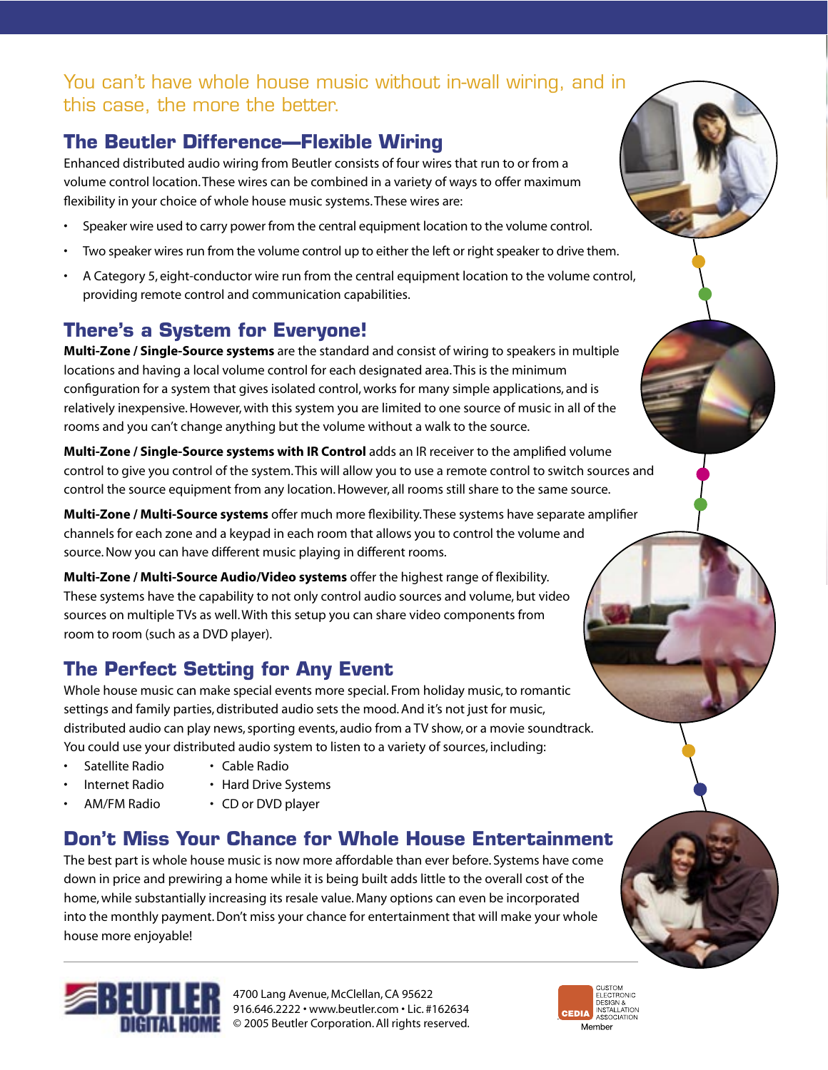You can't have whole house music without in-wall wiring, and in this case, the more the better.

## The Beutler Difference—Flexible Wiring

Enhanced distributed audio wiring from Beutler consists of four wires that run to or from a volume control location. These wires can be combined in a variety of ways to offer maximum flexibility in your choice of whole house music systems. These wires are:

- Speaker wire used to carry power from the central equipment location to the volume control.
- Two speaker wires run from the volume control up to either the left or right speaker to drive them.
- A Category 5, eight-conductor wire run from the central equipment location to the volume control, providing remote control and communication capabilities.

## There's a System for Everyone!

**Multi-Zone / Single-Source systems** are the standard and consist of wiring to speakers in multiple locations and having a local volume control for each designated area. This is the minimum configuration for a system that gives isolated control, works for many simple applications, and is relatively inexpensive. However, with this system you are limited to one source of music in all of the rooms and you can't change anything but the volume without a walk to the source.

**Multi-Zone / Single-Source systems with IR Control** adds an IR receiver to the amplified volume control to give you control of the system. This will allow you to use a remote control to switch sources and control the source equipment from any location. However, all rooms still share to the same source.

**Multi-Zone / Multi-Source systems** offer much more flexibility. These systems have separate amplifier channels for each zone and a keypad in each room that allows you to control the volume and source. Now you can have different music playing in different rooms.

**Multi-Zone / Multi-Source Audio/Video systems** offer the highest range of flexibility. These systems have the capability to not only control audio sources and volume, but video sources on multiple TVs as well. With this setup you can share video components from room to room (such as a DVD player).

## The Perfect Setting for Any Event

Whole house music can make special events more special. From holiday music, to romantic settings and family parties, distributed audio sets the mood. And it's not just for music, distributed audio can play news, sporting events, audio from a TV show, or a movie soundtrack. You could use your distributed audio system to listen to a variety of sources, including:

- Satellite Radio
- Internet Radio
- AM/FM Radio
- Cable Radio
- Hard Drive Systems
- CD or DVD player

## Don't Miss Your Chance for Whole House Entertainment

The best part is whole house music is now more affordable than ever before. Systems have come down in price and prewiring a home while it is being built adds little to the overall cost of the home, while substantially increasing its resale value. Many options can even be incorporated into the monthly payment. Don't miss your chance for entertainment that will make your whole house more enjoyable!

---

BEUTLER DIGITAL HOME

4700 Lang Avenue, McClellan, CA 95622
916.646.2222 • www.beutler.com • Lic. #162634
© 2005 Beutler Corporation. All rights reserved.

CEDIA Custom Electronic Design & Installation Association Member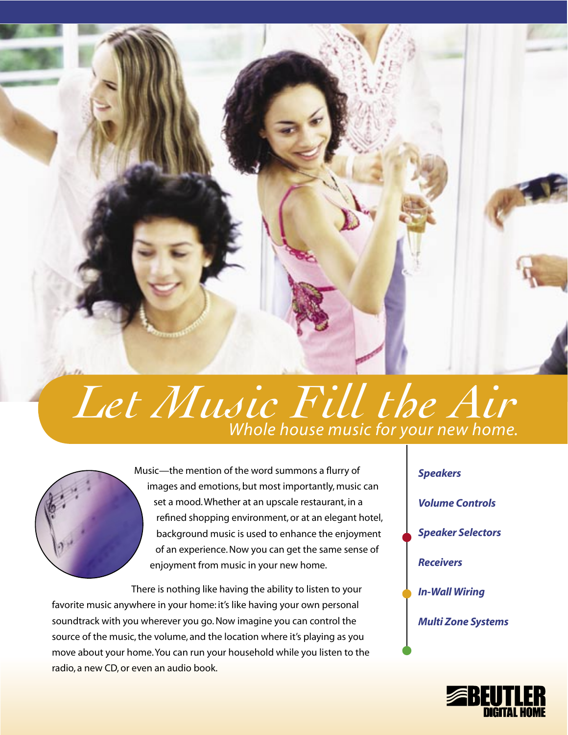# Let Music Fill the Air

## Whole house music for your new home.

Music—the mention of the word summons a flurry of images and emotions, but most importantly, music can set a mood. Whether at an upscale restaurant, in a refined shopping environment, or at an elegant hotel, background music is used to enhance the enjoyment of an experience. Now you can get the same sense of enjoyment from music in your new home.

There is nothing like having the ability to listen to your favorite music anywhere in your home: it's like having your own personal soundtrack with you wherever you go. Now imagine you can control the source of the music, the volume, and the location where it's playing as you move about your home. You can run your household while you listen to the radio, a new CD, or even an audio book.

- ***Speakers***
- ***Volume Controls***
- ***Speaker Selectors***
- ***Receivers***
- ***In-Wall Wiring***
- ***Multi Zone Systems***

BEUTLER DIGITAL HOME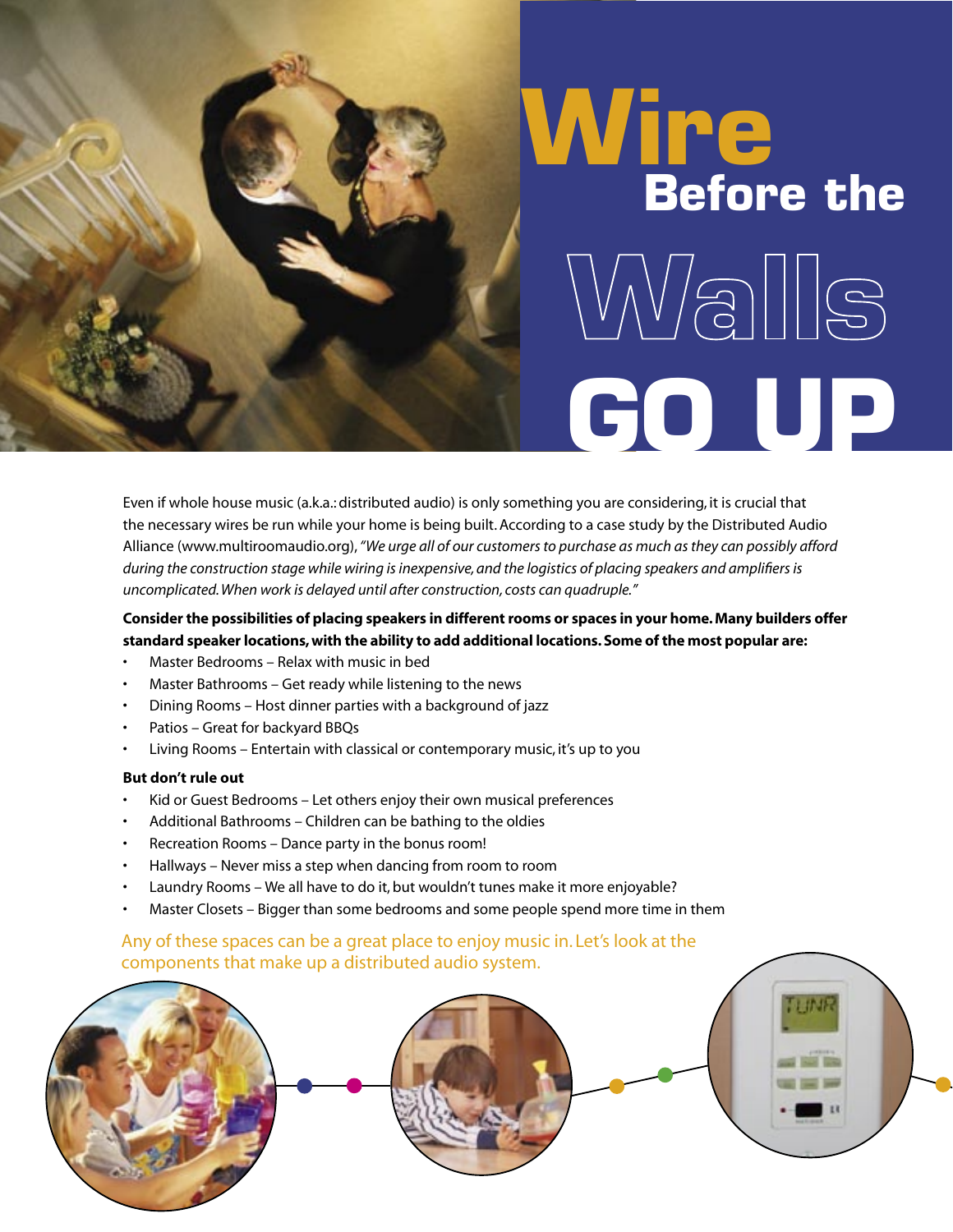# Wire Before the Walls GO UP

Even if whole house music (a.k.a.: distributed audio) is only something you are considering, it is crucial that the necessary wires be run while your home is being built. According to a case study by the Distributed Audio Alliance (www.multiroomaudio.org), *"We urge all of our customers to purchase as much as they can possibly afford during the construction stage while wiring is inexpensive, and the logistics of placing speakers and amplifiers is uncomplicated. When work is delayed until after construction, costs can quadruple."*

**Consider the possibilities of placing speakers in different rooms or spaces in your home. Many builders offer standard speaker locations, with the ability to add additional locations. Some of the most popular are:**

- Master Bedrooms – Relax with music in bed
- Master Bathrooms – Get ready while listening to the news
- Dining Rooms – Host dinner parties with a background of jazz
- Patios – Great for backyard BBQs
- Living Rooms – Entertain with classical or contemporary music, it's up to you

**But don't rule out**

- Kid or Guest Bedrooms – Let others enjoy their own musical preferences
- Additional Bathrooms – Children can be bathing to the oldies
- Recreation Rooms – Dance party in the bonus room!
- Hallways – Never miss a step when dancing from room to room
- Laundry Rooms – We all have to do it, but wouldn't tunes make it more enjoyable?
- Master Closets – Bigger than some bedrooms and some people spend more time in them

Any of these spaces can be a great place to enjoy music in. Let's look at the components that make up a distributed audio system.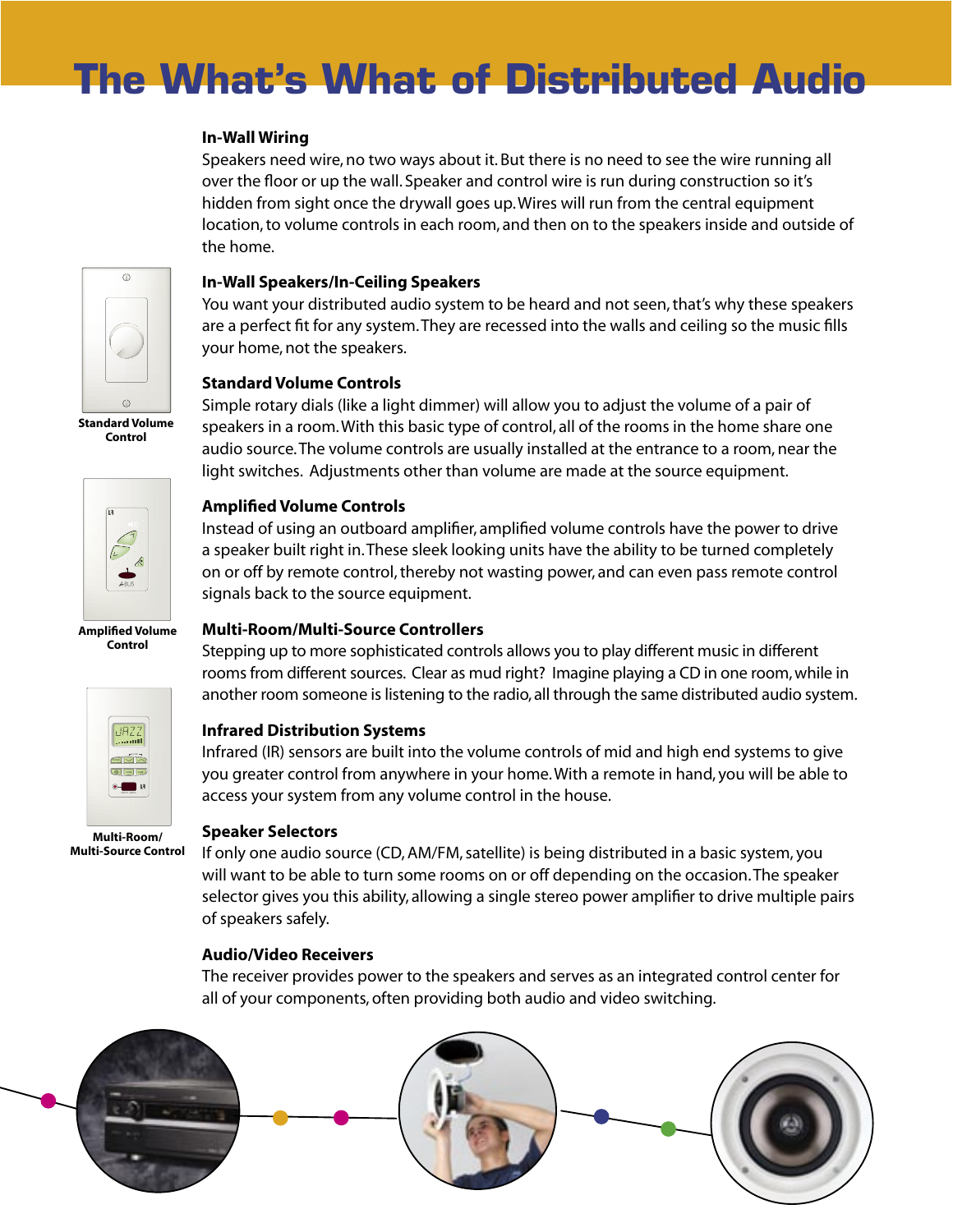# The What's What of Distributed Audio

### In-Wall Wiring

Speakers need wire, no two ways about it. But there is no need to see the wire running all over the floor or up the wall. Speaker and control wire is run during construction so it's hidden from sight once the drywall goes up. Wires will run from the central equipment location, to volume controls in each room, and then on to the speakers inside and outside of the home.

### In-Wall Speakers/In-Ceiling Speakers

You want your distributed audio system to be heard and not seen, that's why these speakers are a perfect fit for any system. They are recessed into the walls and ceiling so the music fills your home, not the speakers.

### Standard Volume Controls

Simple rotary dials (like a light dimmer) will allow you to adjust the volume of a pair of speakers in a room. With this basic type of control, all of the rooms in the home share one audio source. The volume controls are usually installed at the entrance to a room, near the light switches. Adjustments other than volume are made at the source equipment.

**Standard Volume Control**

### Amplified Volume Controls

Instead of using an outboard amplifier, amplified volume controls have the power to drive a speaker built right in. These sleek looking units have the ability to be turned completely on or off by remote control, thereby not wasting power, and can even pass remote control signals back to the source equipment.

**Amplified Volume Control**

### Multi-Room/Multi-Source Controllers

Stepping up to more sophisticated controls allows you to play different music in different rooms from different sources. Clear as mud right? Imagine playing a CD in one room, while in another room someone is listening to the radio, all through the same distributed audio system.

### Infrared Distribution Systems

Infrared (IR) sensors are built into the volume controls of mid and high end systems to give you greater control from anywhere in your home. With a remote in hand, you will be able to access your system from any volume control in the house.

**Multi-Room/ Multi-Source Control**

### Speaker Selectors

If only one audio source (CD, AM/FM, satellite) is being distributed in a basic system, you will want to be able to turn some rooms on or off depending on the occasion. The speaker selector gives you this ability, allowing a single stereo power amplifier to drive multiple pairs of speakers safely.

### Audio/Video Receivers

The receiver provides power to the speakers and serves as an integrated control center for all of your components, often providing both audio and video switching.